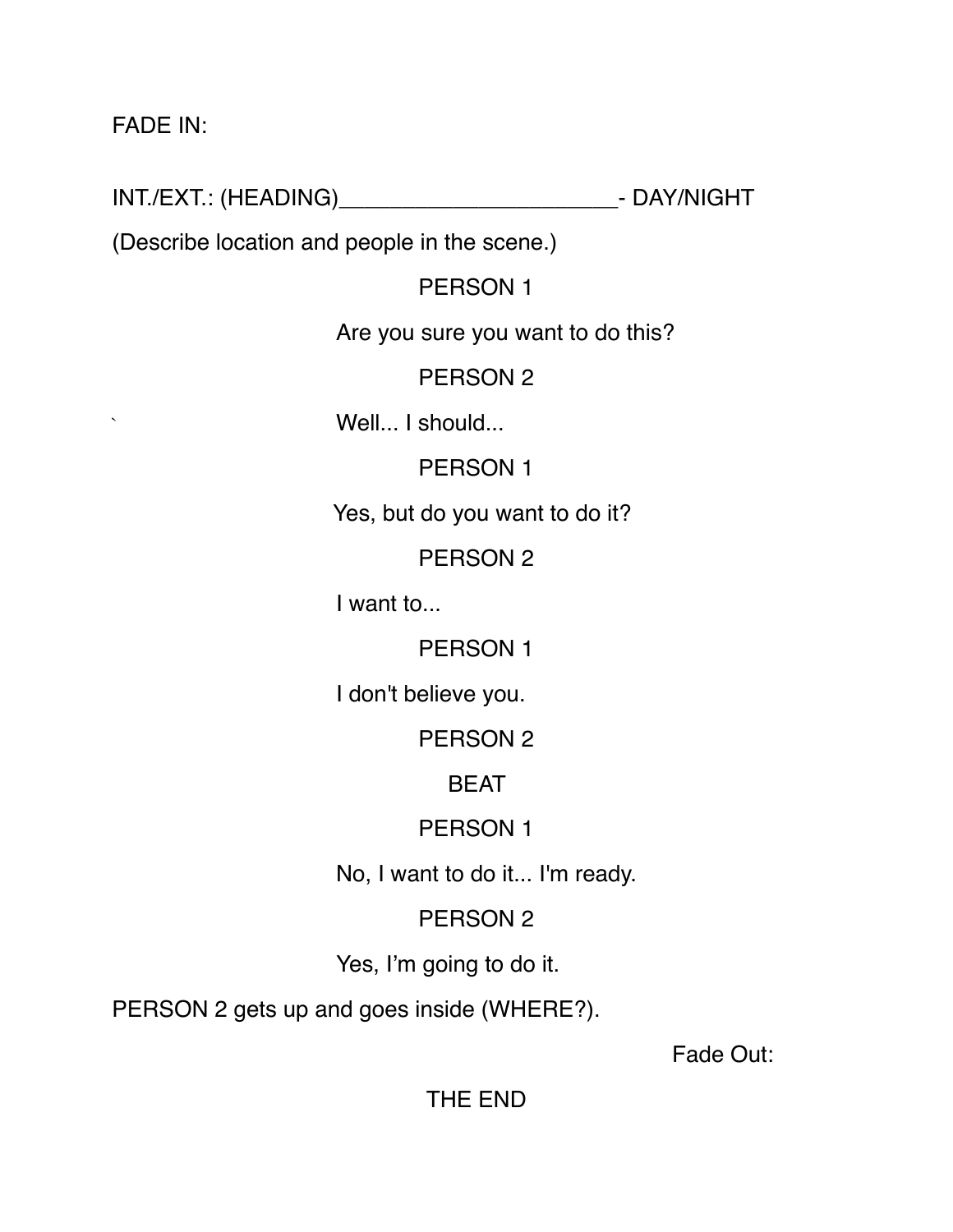FADE IN:

INT./EXT.: (HEADING)______________________- DAY/NIGHT

(Describe location and people in the scene.)

PERSON 1

Are you sure you want to do this?

PERSON 2

` Well... I should...

PERSON 1

Yes, but do you want to do it?

PERSON 2

I want to...

PERSON 1

I don't believe you.

PERSON 2

BEAT

PERSON 1

No, I want to do it... I'm ready.

PERSON 2

Yes, I'm going to do it.

PERSON 2 gets up and goes inside (WHERE?).

Fade Out:

THE END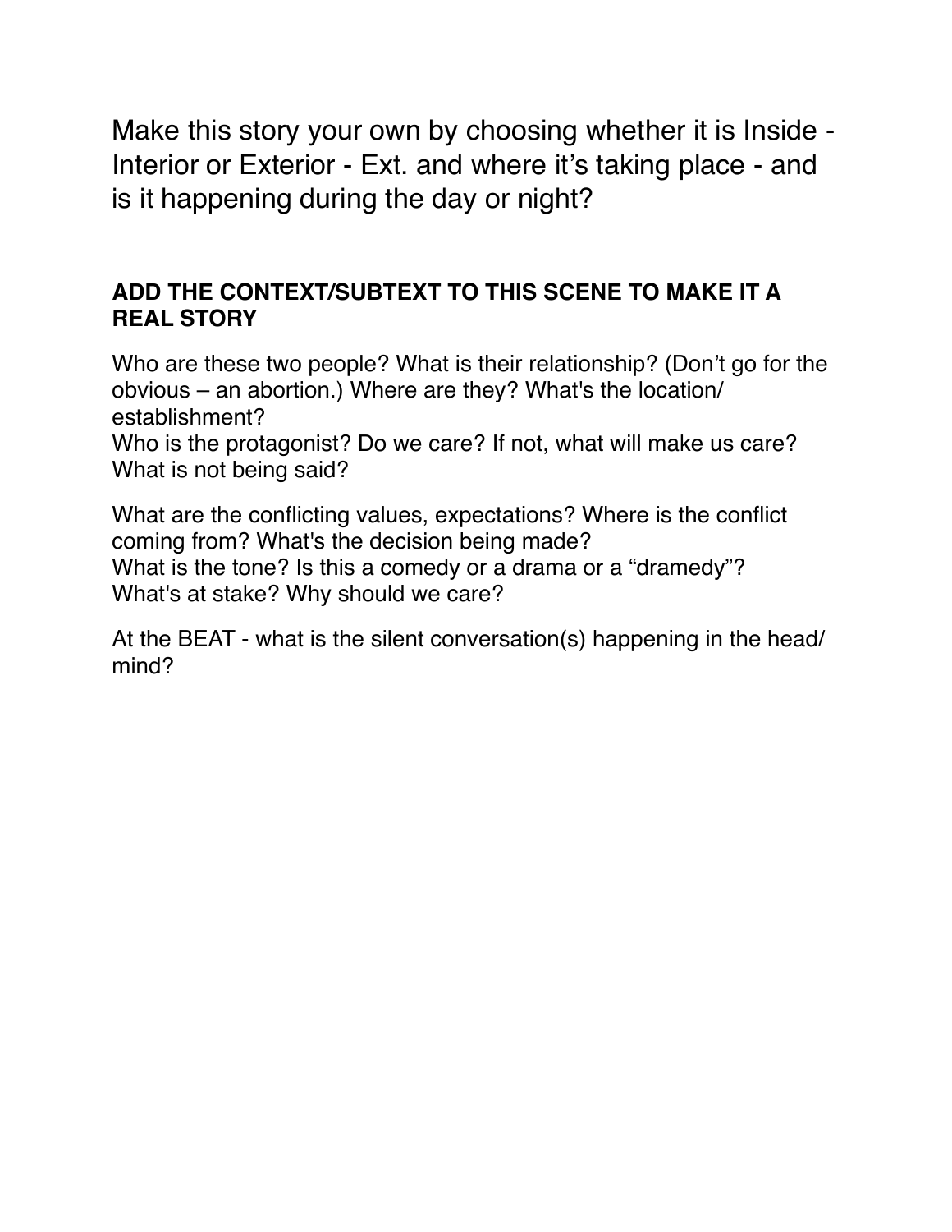Make this story your own by choosing whether it is Inside - Interior or Exterior - Ext. and where it's taking place - and is it happening during the day or night?

**ADD THE CONTEXT/SUBTEXT TO THIS SCENE TO MAKE IT A REAL STORY**

Who are these two people? What is their relationship? (Don't go for the obvious – an abortion.) Where are they? What's the location/ establishment?
Who is the protagonist? Do we care? If not, what will make us care?
What is not being said?

What are the conflicting values, expectations? Where is the conflict coming from? What's the decision being made?
What is the tone? Is this a comedy or a drama or a "dramedy"?
What's at stake? Why should we care?

At the BEAT - what is the silent conversation(s) happening in the head/ mind?